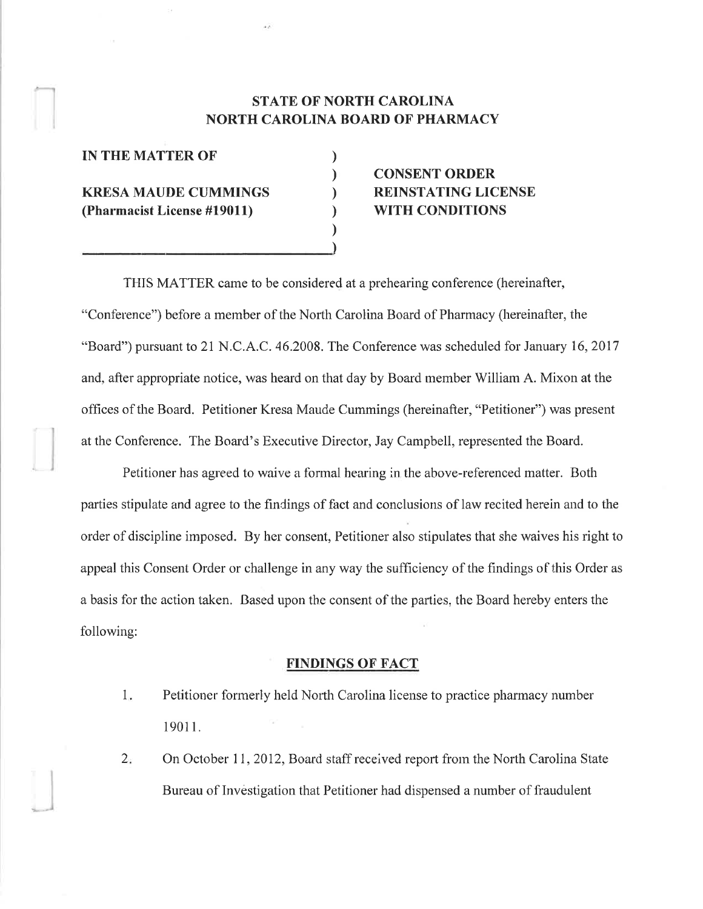**STATE OF NORTH CAROLINA**
**NORTH CAROLINA BOARD OF PHARMACY**

| | |
|---|---|
| **IN THE MATTER OF** | |
| | **CONSENT ORDER** |
| **KRESA MAUDE CUMMINGS** | **REINSTATING LICENSE** |
| **(Pharmacist License #19011)** | **WITH CONDITIONS** |

THIS MATTER came to be considered at a prehearing conference (hereinafter, "Conference") before a member of the North Carolina Board of Pharmacy (hereinafter, the "Board") pursuant to 21 N.C.A.C. 46.2008. The Conference was scheduled for January 16, 2017 and, after appropriate notice, was heard on that day by Board member William A. Mixon at the offices of the Board. Petitioner Kresa Maude Cummings (hereinafter, "Petitioner") was present at the Conference. The Board's Executive Director, Jay Campbell, represented the Board.

Petitioner has agreed to waive a formal hearing in the above-referenced matter. Both parties stipulate and agree to the findings of fact and conclusions of law recited herein and to the order of discipline imposed. By her consent, Petitioner also stipulates that she waives his right to appeal this Consent Order or challenge in any way the sufficiency of the findings of this Order as a basis for the action taken. Based upon the consent of the parties, the Board hereby enters the following:

## FINDINGS OF FACT

1. Petitioner formerly held North Carolina license to practice pharmacy number 19011.

2. On October 11, 2012, Board staff received report from the North Carolina State Bureau of Investigation that Petitioner had dispensed a number of fraudulent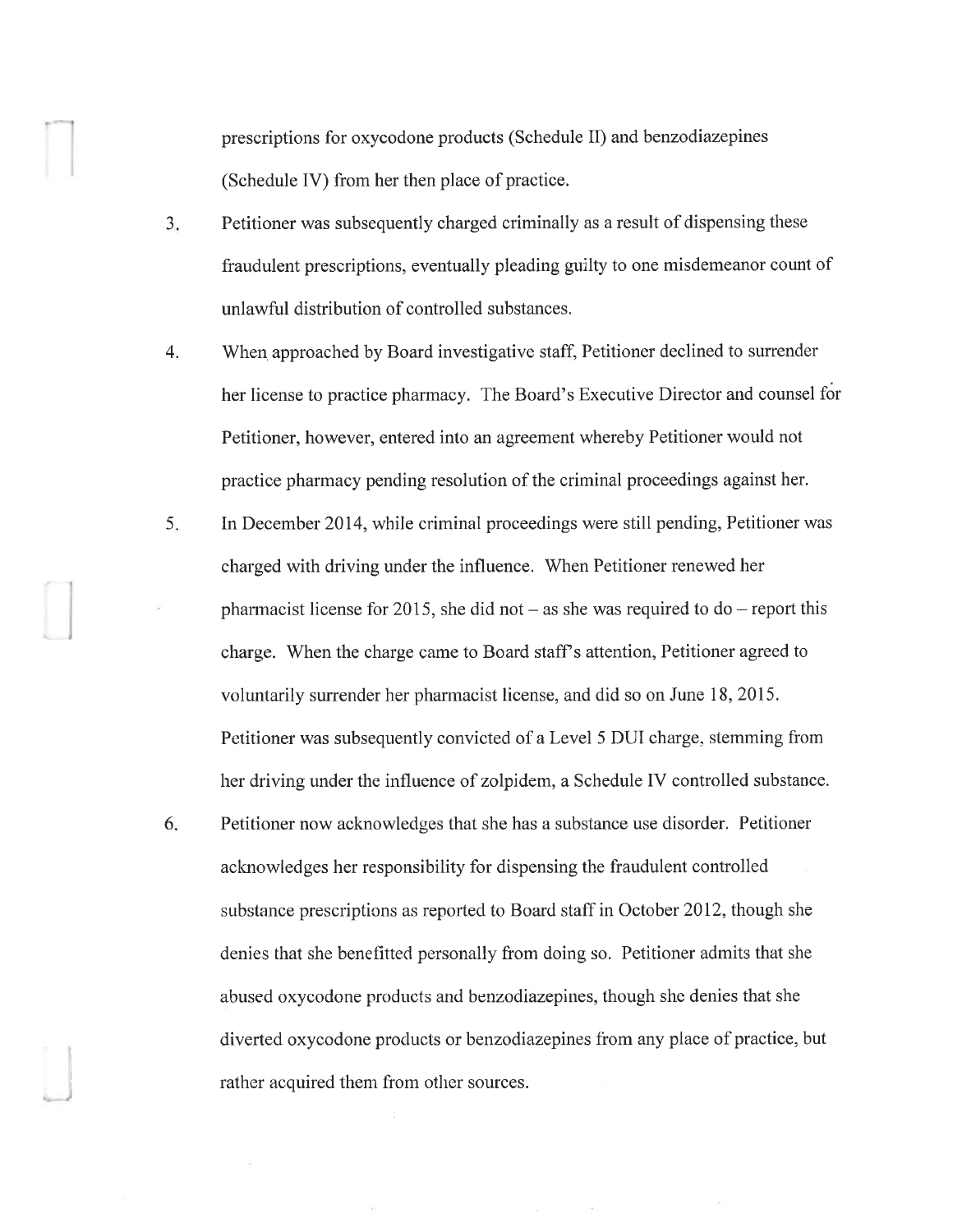prescriptions for oxycodone products (Schedule II) and benzodiazepines (Schedule IV) from her then place of practice.

3. Petitioner was subsequently charged criminally as a result of dispensing these fraudulent prescriptions, eventually pleading guilty to one misdemeanor count of unlawful distribution of controlled substances.

4. When approached by Board investigative staff, Petitioner declined to surrender her license to practice pharmacy. The Board's Executive Director and counsel for Petitioner, however, entered into an agreement whereby Petitioner would not practice pharmacy pending resolution of the criminal proceedings against her.

5. In December 2014, while criminal proceedings were still pending, Petitioner was charged with driving under the influence. When Petitioner renewed her pharmacist license for 2015, she did not – as she was required to do – report this charge. When the charge came to Board staff's attention, Petitioner agreed to voluntarily surrender her pharmacist license, and did so on June 18, 2015. Petitioner was subsequently convicted of a Level 5 DUI charge, stemming from her driving under the influence of zolpidem, a Schedule IV controlled substance.

6. Petitioner now acknowledges that she has a substance use disorder. Petitioner acknowledges her responsibility for dispensing the fraudulent controlled substance prescriptions as reported to Board staff in October 2012, though she denies that she benefitted personally from doing so. Petitioner admits that she abused oxycodone products and benzodiazepines, though she denies that she diverted oxycodone products or benzodiazepines from any place of practice, but rather acquired them from other sources.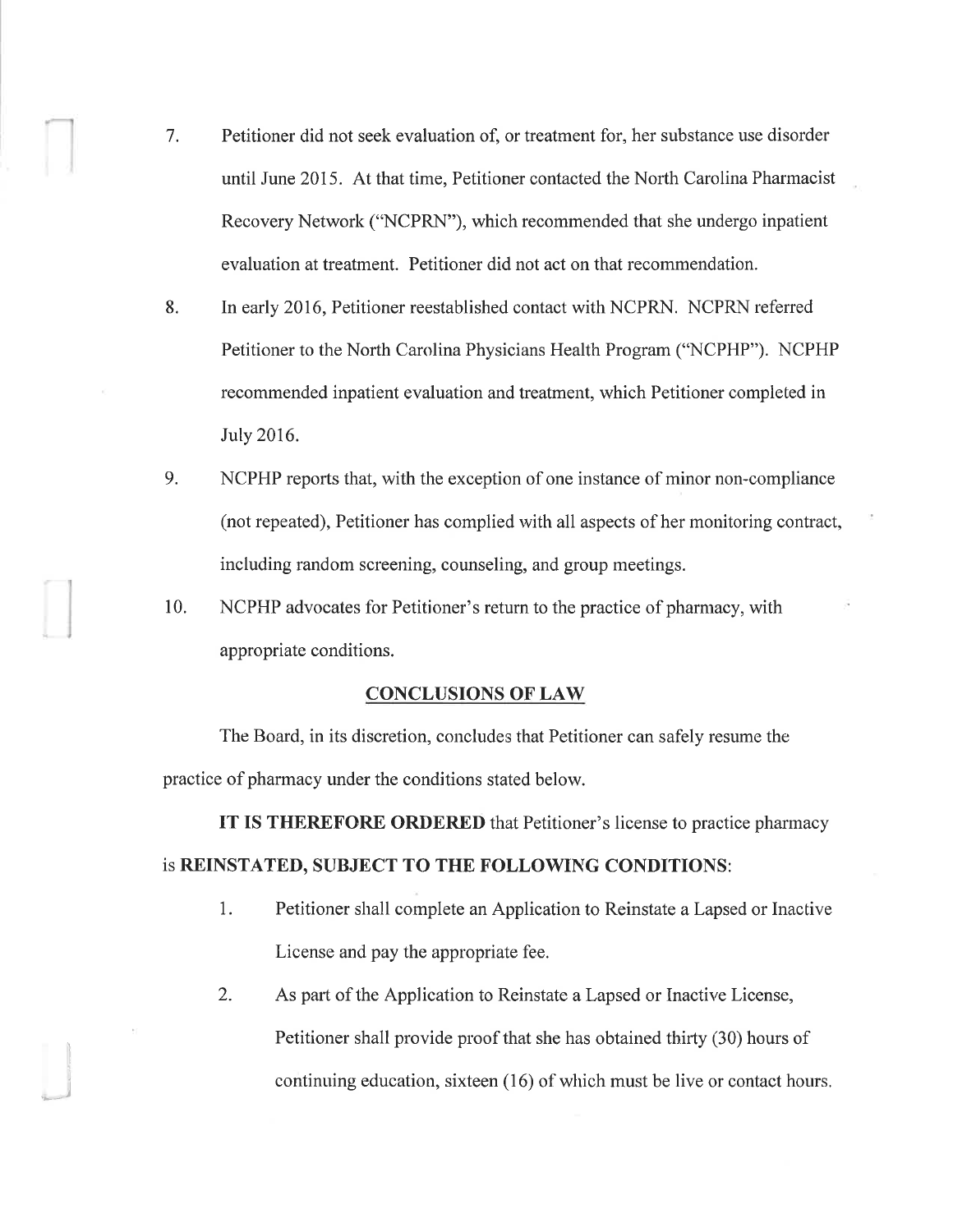7. Petitioner did not seek evaluation of, or treatment for, her substance use disorder until June 2015. At that time, Petitioner contacted the North Carolina Pharmacist Recovery Network ("NCPRN"), which recommended that she undergo inpatient evaluation at treatment. Petitioner did not act on that recommendation.

8. In early 2016, Petitioner reestablished contact with NCPRN. NCPRN referred Petitioner to the North Carolina Physicians Health Program ("NCPHP"). NCPHP recommended inpatient evaluation and treatment, which Petitioner completed in July 2016.

9. NCPHP reports that, with the exception of one instance of minor non-compliance (not repeated), Petitioner has complied with all aspects of her monitoring contract, including random screening, counseling, and group meetings.

10. NCPHP advocates for Petitioner's return to the practice of pharmacy, with appropriate conditions.

## CONCLUSIONS OF LAW

The Board, in its discretion, concludes that Petitioner can safely resume the practice of pharmacy under the conditions stated below.

**IT IS THEREFORE ORDERED** that Petitioner's license to practice pharmacy is **REINSTATED, SUBJECT TO THE FOLLOWING CONDITIONS**:

1. Petitioner shall complete an Application to Reinstate a Lapsed or Inactive License and pay the appropriate fee.

2. As part of the Application to Reinstate a Lapsed or Inactive License, Petitioner shall provide proof that she has obtained thirty (30) hours of continuing education, sixteen (16) of which must be live or contact hours.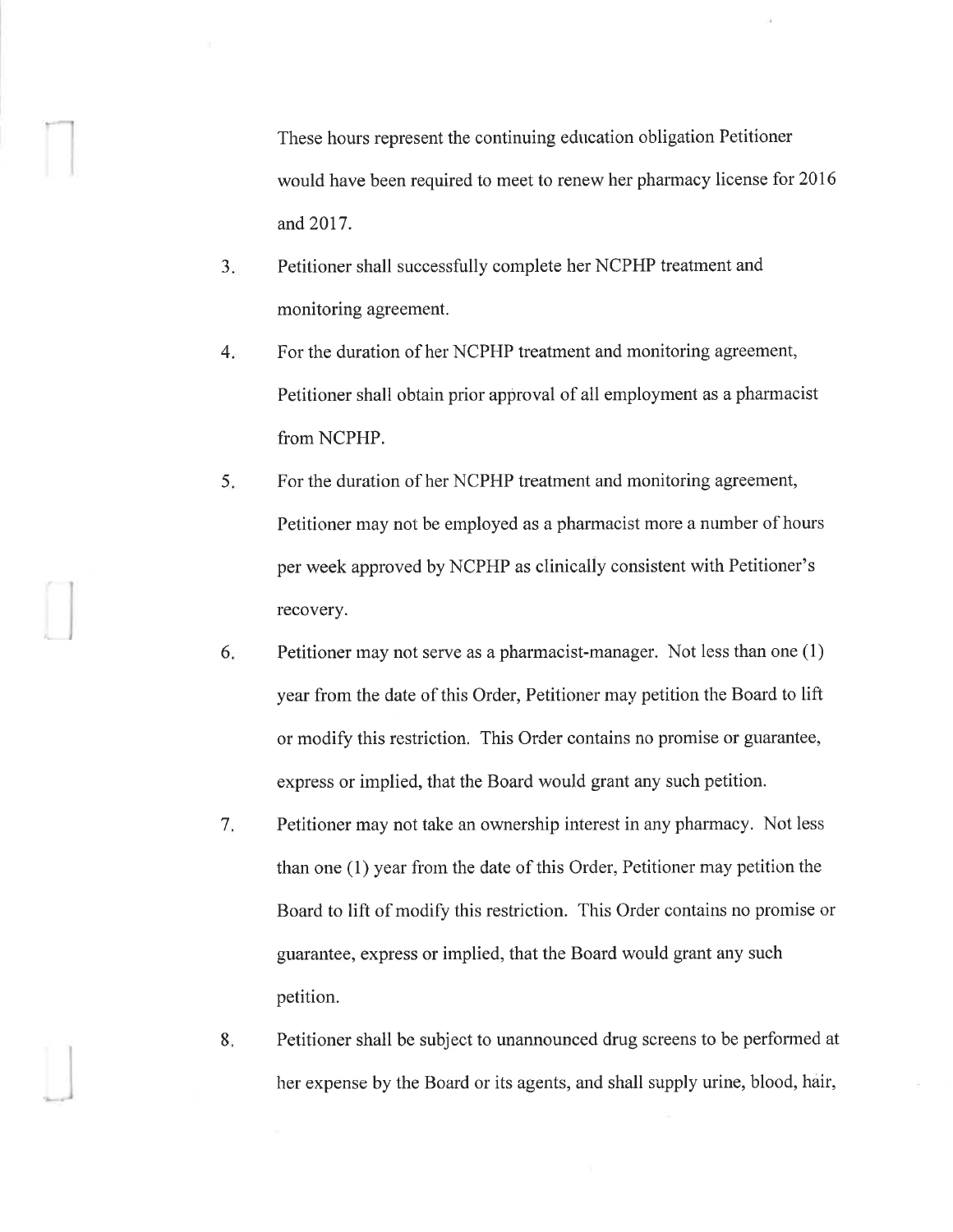These hours represent the continuing education obligation Petitioner would have been required to meet to renew her pharmacy license for 2016 and 2017.

3. Petitioner shall successfully complete her NCPHP treatment and monitoring agreement.

4. For the duration of her NCPHP treatment and monitoring agreement, Petitioner shall obtain prior approval of all employment as a pharmacist from NCPHP.

5. For the duration of her NCPHP treatment and monitoring agreement, Petitioner may not be employed as a pharmacist more a number of hours per week approved by NCPHP as clinically consistent with Petitioner's recovery.

6. Petitioner may not serve as a pharmacist-manager. Not less than one (1) year from the date of this Order, Petitioner may petition the Board to lift or modify this restriction. This Order contains no promise or guarantee, express or implied, that the Board would grant any such petition.

7. Petitioner may not take an ownership interest in any pharmacy. Not less than one (1) year from the date of this Order, Petitioner may petition the Board to lift of modify this restriction. This Order contains no promise or guarantee, express or implied, that the Board would grant any such petition.

8. Petitioner shall be subject to unannounced drug screens to be performed at her expense by the Board or its agents, and shall supply urine, blood, hair,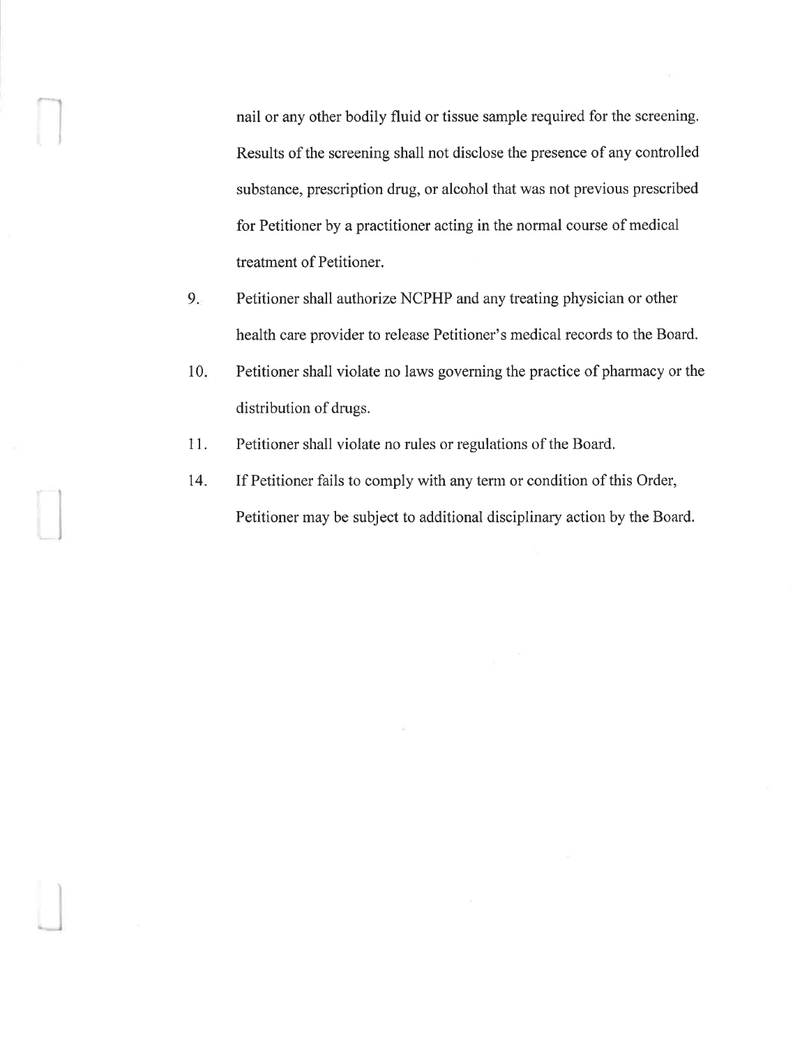nail or any other bodily fluid or tissue sample required for the screening. Results of the screening shall not disclose the presence of any controlled substance, prescription drug, or alcohol that was not previous prescribed for Petitioner by a practitioner acting in the normal course of medical treatment of Petitioner.

9. Petitioner shall authorize NCPHP and any treating physician or other health care provider to release Petitioner's medical records to the Board.

10. Petitioner shall violate no laws governing the practice of pharmacy or the distribution of drugs.

11. Petitioner shall violate no rules or regulations of the Board.

14. If Petitioner fails to comply with any term or condition of this Order, Petitioner may be subject to additional disciplinary action by the Board.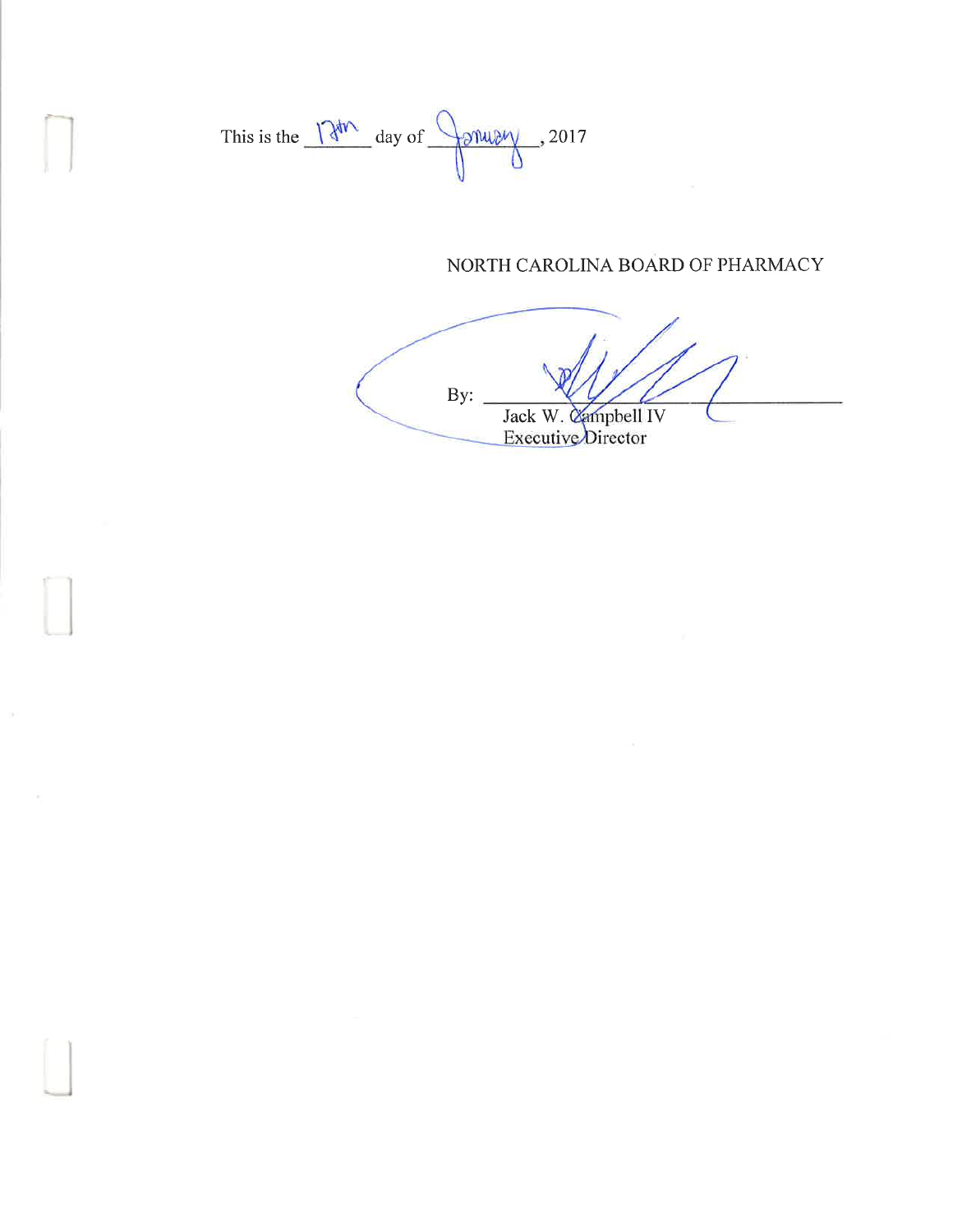This is the 17th day of January, 2017

NORTH CAROLINA BOARD OF PHARMACY

By: \_\_\_\_\_\_\_\_\_\_\_\_\_\_\_\_\_\_\_\_\_\_\_\_\_\_\_\_

Jack W. Campbell IV
Executive Director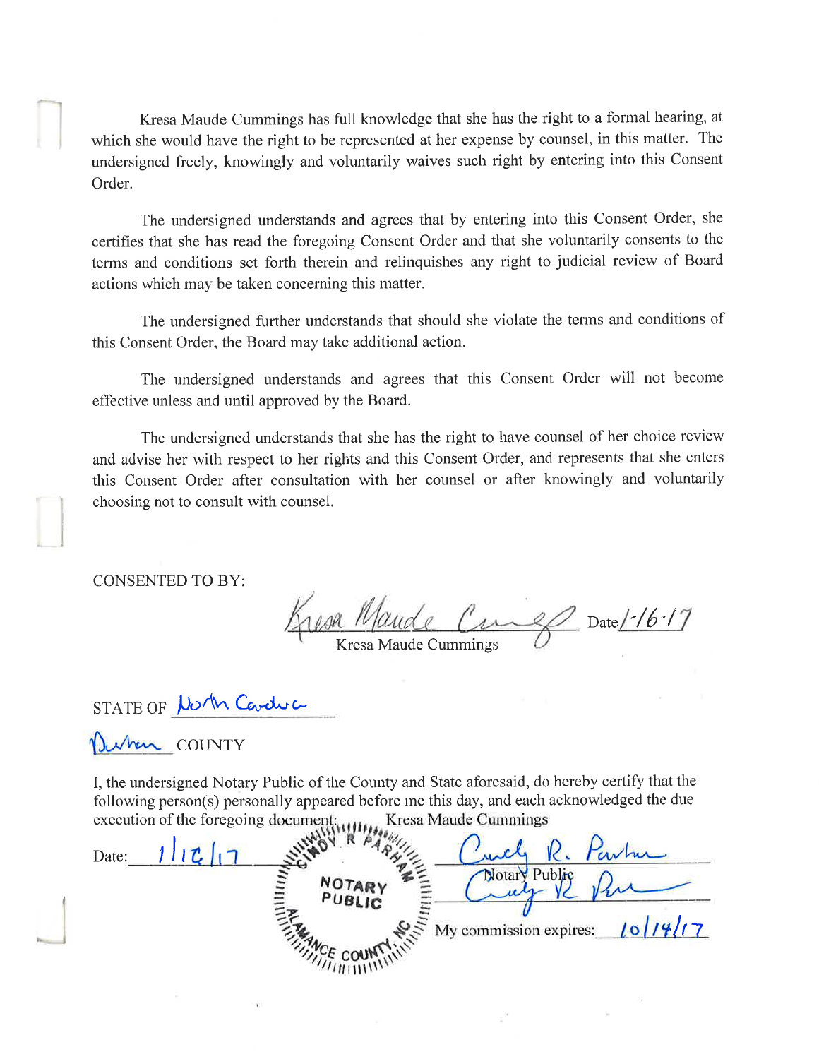Kresa Maude Cummings has full knowledge that she has the right to a formal hearing, at which she would have the right to be represented at her expense by counsel, in this matter. The undersigned freely, knowingly and voluntarily waives such right by entering into this Consent Order.

The undersigned understands and agrees that by entering into this Consent Order, she certifies that she has read the foregoing Consent Order and that she voluntarily consents to the terms and conditions set forth therein and relinquishes any right to judicial review of Board actions which may be taken concerning this matter.

The undersigned further understands that should she violate the terms and conditions of this Consent Order, the Board may take additional action.

The undersigned understands and agrees that this Consent Order will not become effective unless and until approved by the Board.

The undersigned understands that she has the right to have counsel of her choice review and advise her with respect to her rights and this Consent Order, and represents that she enters this Consent Order after consultation with her counsel or after knowingly and voluntarily choosing not to consult with counsel.

CONSENTED TO BY:

Kresa Maude Cummings (signature) Date 1-16-17
Kresa Maude Cummings

STATE OF North Carolina

Durham COUNTY

I, the undersigned Notary Public of the County and State aforesaid, do hereby certify that the following person(s) personally appeared before me this day, and each acknowledged the due execution of the foregoing document: Kresa Maude Cummings

Date: 1/16/17

CINDY R PARHAM NOTARY PUBLIC ALAMANCE COUNTY, NC

Cindy R. Parham (signature)
Notary Public

My commission expires: 10/14/17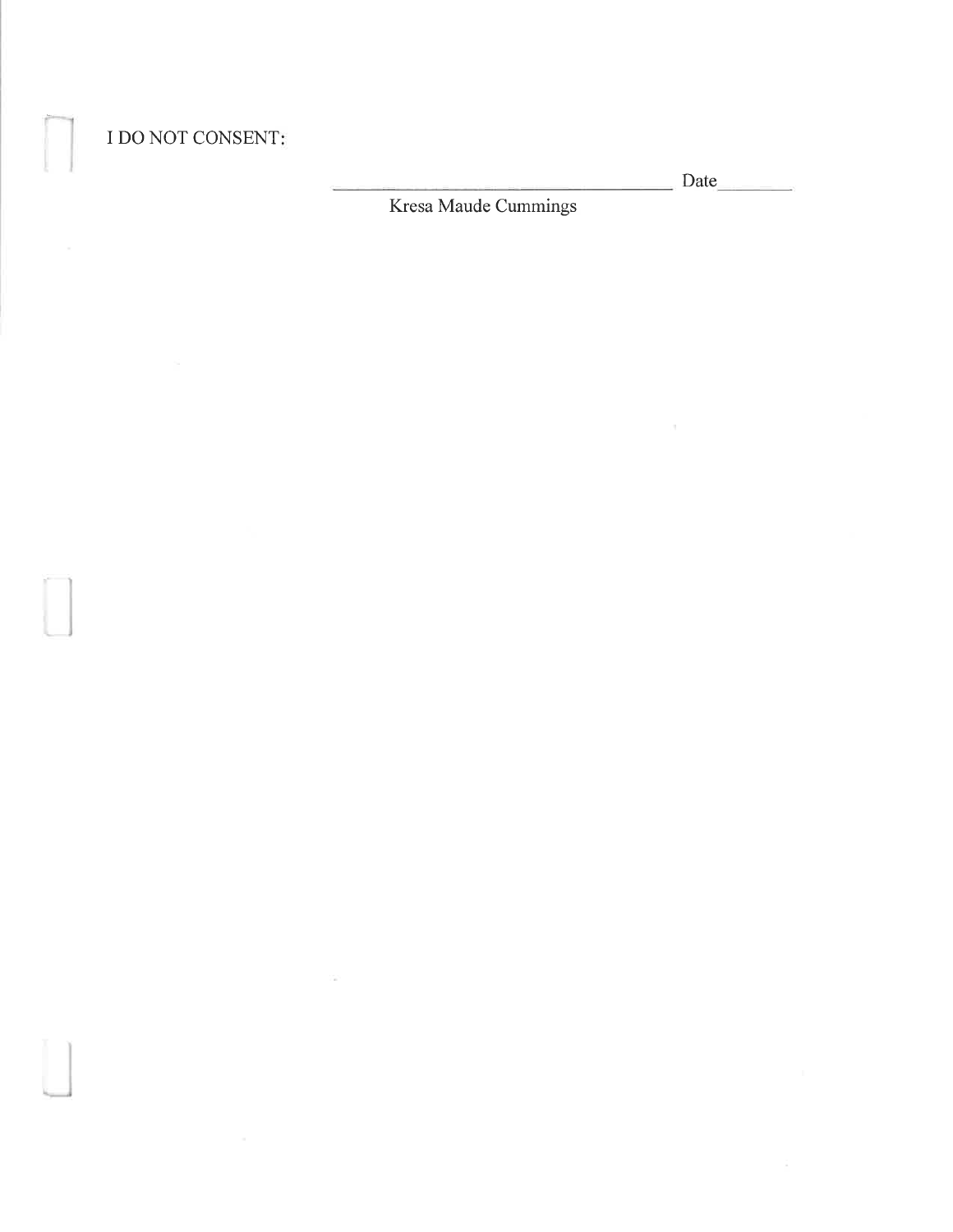I DO NOT CONSENT:

\_\_\_\_\_\_\_\_\_\_\_\_\_\_\_\_\_\_\_\_\_\_\_\_\_\_\_\_\_\_\_\_\_\_\_\_ Date\_\_\_\_\_\_\_\_

Kresa Maude Cummings